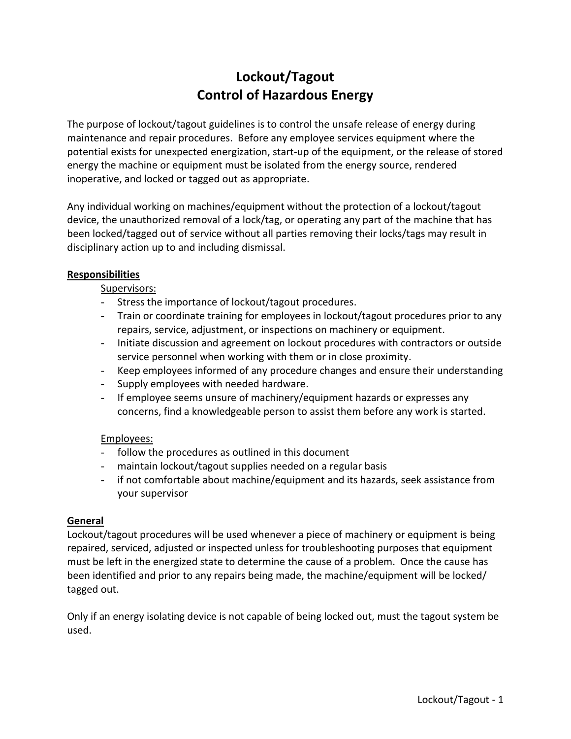# Lockout/Tagout
# Control of Hazardous Energy

The purpose of lockout/tagout guidelines is to control the unsafe release of energy during maintenance and repair procedures. Before any employee services equipment where the potential exists for unexpected energization, start-up of the equipment, or the release of stored energy the machine or equipment must be isolated from the energy source, rendered inoperative, and locked or tagged out as appropriate.

Any individual working on machines/equipment without the protection of a lockout/tagout device, the unauthorized removal of a lock/tag, or operating any part of the machine that has been locked/tagged out of service without all parties removing their locks/tags may result in disciplinary action up to and including dismissal.

## Responsibilities

Supervisors:

- Stress the importance of lockout/tagout procedures.
- Train or coordinate training for employees in lockout/tagout procedures prior to any repairs, service, adjustment, or inspections on machinery or equipment.
- Initiate discussion and agreement on lockout procedures with contractors or outside service personnel when working with them or in close proximity.
- Keep employees informed of any procedure changes and ensure their understanding
- Supply employees with needed hardware.
- If employee seems unsure of machinery/equipment hazards or expresses any concerns, find a knowledgeable person to assist them before any work is started.

Employees:

- follow the procedures as outlined in this document
- maintain lockout/tagout supplies needed on a regular basis
- if not comfortable about machine/equipment and its hazards, seek assistance from your supervisor

## General

Lockout/tagout procedures will be used whenever a piece of machinery or equipment is being repaired, serviced, adjusted or inspected unless for troubleshooting purposes that equipment must be left in the energized state to determine the cause of a problem. Once the cause has been identified and prior to any repairs being made, the machine/equipment will be locked/ tagged out.

Only if an energy isolating device is not capable of being locked out, must the tagout system be used.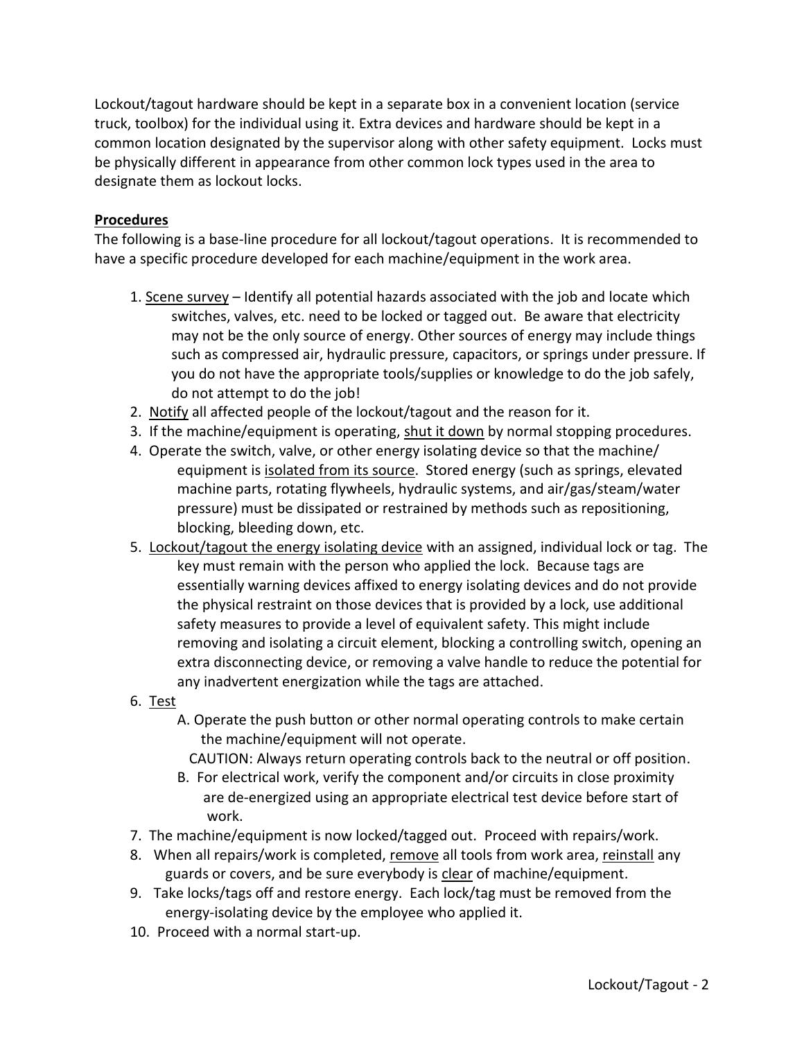Lockout/tagout hardware should be kept in a separate box in a convenient location (service truck, toolbox) for the individual using it. Extra devices and hardware should be kept in a common location designated by the supervisor along with other safety equipment. Locks must be physically different in appearance from other common lock types used in the area to designate them as lockout locks.

**Procedures**

The following is a base-line procedure for all lockout/tagout operations. It is recommended to have a specific procedure developed for each machine/equipment in the work area.

1. Scene survey – Identify all potential hazards associated with the job and locate which switches, valves, etc. need to be locked or tagged out. Be aware that electricity may not be the only source of energy. Other sources of energy may include things such as compressed air, hydraulic pressure, capacitors, or springs under pressure. If you do not have the appropriate tools/supplies or knowledge to do the job safely, do not attempt to do the job!
2. Notify all affected people of the lockout/tagout and the reason for it.
3. If the machine/equipment is operating, shut it down by normal stopping procedures.
4. Operate the switch, valve, or other energy isolating device so that the machine/ equipment is isolated from its source. Stored energy (such as springs, elevated machine parts, rotating flywheels, hydraulic systems, and air/gas/steam/water pressure) must be dissipated or restrained by methods such as repositioning, blocking, bleeding down, etc.
5. Lockout/tagout the energy isolating device with an assigned, individual lock or tag. The key must remain with the person who applied the lock. Because tags are essentially warning devices affixed to energy isolating devices and do not provide the physical restraint on those devices that is provided by a lock, use additional safety measures to provide a level of equivalent safety. This might include removing and isolating a circuit element, blocking a controlling switch, opening an extra disconnecting device, or removing a valve handle to reduce the potential for any inadvertent energization while the tags are attached.
6. Test
   - A. Operate the push button or other normal operating controls to make certain the machine/equipment will not operate.
     CAUTION: Always return operating controls back to the neutral or off position.
   - B. For electrical work, verify the component and/or circuits in close proximity are de-energized using an appropriate electrical test device before start of work.
7. The machine/equipment is now locked/tagged out. Proceed with repairs/work.
8. When all repairs/work is completed, remove all tools from work area, reinstall any guards or covers, and be sure everybody is clear of machine/equipment.
9. Take locks/tags off and restore energy. Each lock/tag must be removed from the energy-isolating device by the employee who applied it.
10. Proceed with a normal start-up.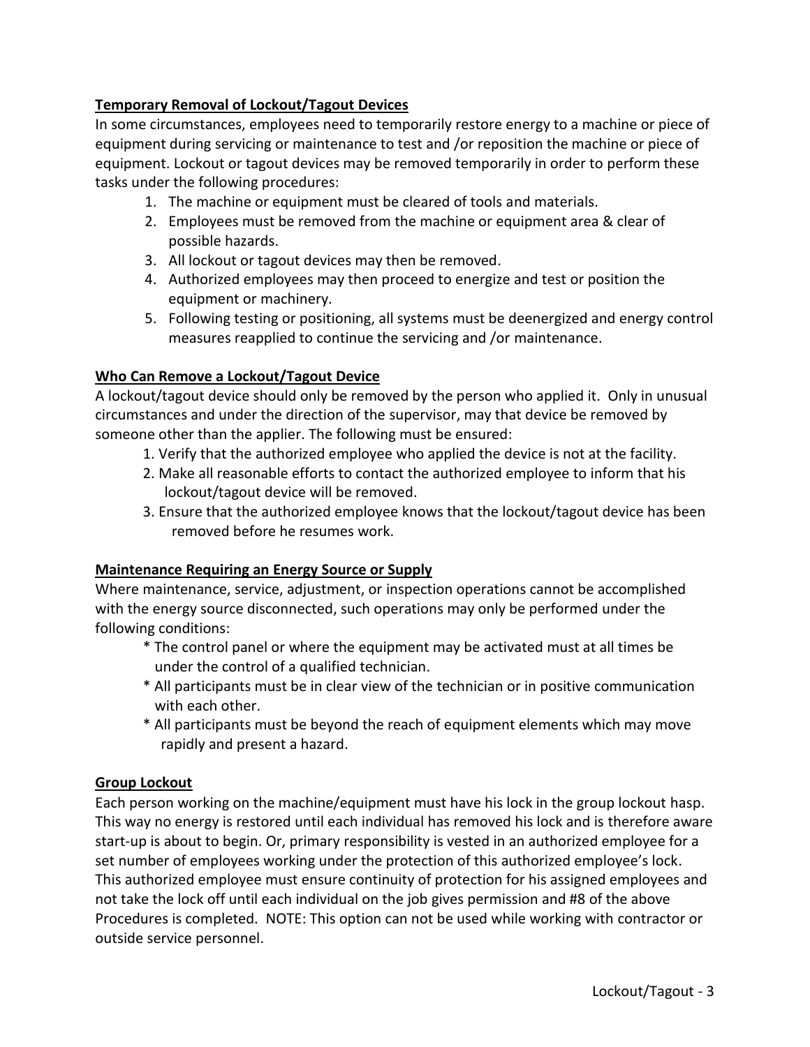**Temporary Removal of Lockout/Tagout Devices**

In some circumstances, employees need to temporarily restore energy to a machine or piece of equipment during servicing or maintenance to test and /or reposition the machine or piece of equipment. Lockout or tagout devices may be removed temporarily in order to perform these tasks under the following procedures:

1. The machine or equipment must be cleared of tools and materials.
2. Employees must be removed from the machine or equipment area & clear of possible hazards.
3. All lockout or tagout devices may then be removed.
4. Authorized employees may then proceed to energize and test or position the equipment or machinery.
5. Following testing or positioning, all systems must be deenergized and energy control measures reapplied to continue the servicing and /or maintenance.

**Who Can Remove a Lockout/Tagout Device**

A lockout/tagout device should only be removed by the person who applied it. Only in unusual circumstances and under the direction of the supervisor, may that device be removed by someone other than the applier. The following must be ensured:

1. Verify that the authorized employee who applied the device is not at the facility.
2. Make all reasonable efforts to contact the authorized employee to inform that his lockout/tagout device will be removed.
3. Ensure that the authorized employee knows that the lockout/tagout device has been removed before he resumes work.

**Maintenance Requiring an Energy Source or Supply**

Where maintenance, service, adjustment, or inspection operations cannot be accomplished with the energy source disconnected, such operations may only be performed under the following conditions:

* The control panel or where the equipment may be activated must at all times be under the control of a qualified technician.
* All participants must be in clear view of the technician or in positive communication with each other.
* All participants must be beyond the reach of equipment elements which may move rapidly and present a hazard.

**Group Lockout**

Each person working on the machine/equipment must have his lock in the group lockout hasp. This way no energy is restored until each individual has removed his lock and is therefore aware start-up is about to begin. Or, primary responsibility is vested in an authorized employee for a set number of employees working under the protection of this authorized employee's lock. This authorized employee must ensure continuity of protection for his assigned employees and not take the lock off until each individual on the job gives permission and #8 of the above Procedures is completed. NOTE: This option can not be used while working with contractor or outside service personnel.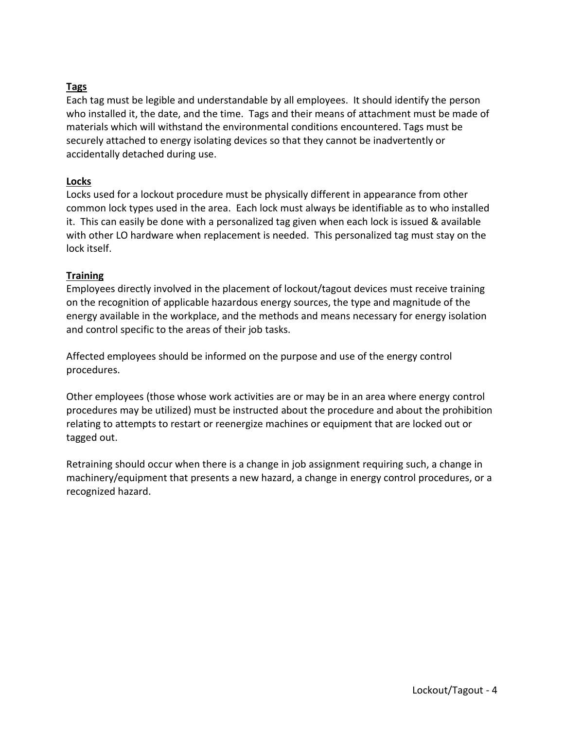**Tags**

Each tag must be legible and understandable by all employees. It should identify the person who installed it, the date, and the time. Tags and their means of attachment must be made of materials which will withstand the environmental conditions encountered. Tags must be securely attached to energy isolating devices so that they cannot be inadvertently or accidentally detached during use.

**Locks**

Locks used for a lockout procedure must be physically different in appearance from other common lock types used in the area. Each lock must always be identifiable as to who installed it. This can easily be done with a personalized tag given when each lock is issued & available with other LO hardware when replacement is needed. This personalized tag must stay on the lock itself.

**Training**

Employees directly involved in the placement of lockout/tagout devices must receive training on the recognition of applicable hazardous energy sources, the type and magnitude of the energy available in the workplace, and the methods and means necessary for energy isolation and control specific to the areas of their job tasks.

Affected employees should be informed on the purpose and use of the energy control procedures.

Other employees (those whose work activities are or may be in an area where energy control procedures may be utilized) must be instructed about the procedure and about the prohibition relating to attempts to restart or reenergize machines or equipment that are locked out or tagged out.

Retraining should occur when there is a change in job assignment requiring such, a change in machinery/equipment that presents a new hazard, a change in energy control procedures, or a recognized hazard.